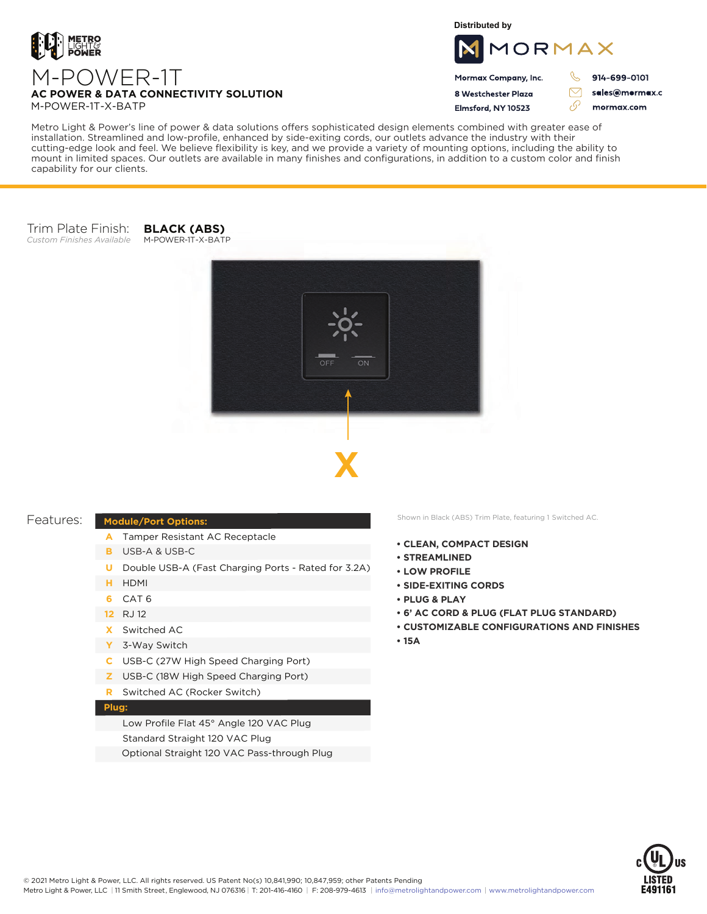METRO LIGHT & POWER

# M-POWER-1T

**AC POWER & DATA CONNECTIVITY SOLUTION**

M-POWER-1T-X-BATP

Distributed by

MORMAX

**Mormax Company, Inc.**
**8 Westchester Plaza**
**Elmsford, NY 10523**

**914-699-0101**
**sales@mormax.c**
**mormax.com**

Metro Light & Power's line of power & data solutions offers sophisticated design elements combined with greater ease of installation. Streamlined and low-profile, enhanced by side-exiting cords, our outlets advance the industry with their cutting-edge look and feel. We believe flexibility is key, and we provide a variety of mounting options, including the ability to mount in limited spaces. Our outlets are available in many finishes and configurations, in addition to a custom color and finish capability for our clients.

Trim Plate Finish: **BLACK (ABS)**
*Custom Finishes Available* M-POWER-1T-X-BATP

OFF ON

**X**

Shown in Black (ABS) Trim Plate, featuring 1 Switched AC.

## Features:

| **Module/Port Options:** | |
|---|---|
| A | Tamper Resistant AC Receptacle |
| B | USB-A & USB-C |
| U | Double USB-A (Fast Charging Ports - Rated for 3.2A) |
| H | HDMI |
| 6 | CAT 6 |
| 12 | RJ 12 |
| X | Switched AC |
| Y | 3-Way Switch |
| C | USB-C (27W High Speed Charging Port) |
| Z | USB-C (18W High Speed Charging Port) |
| R | Switched AC (Rocker Switch) |
| **Plug:** | |
| | Low Profile Flat 45° Angle 120 VAC Plug |
| | Standard Straight 120 VAC Plug |
| | Optional Straight 120 VAC Pass-through Plug |

- **CLEAN, COMPACT DESIGN**
- **STREAMLINED**
- **LOW PROFILE**
- **SIDE-EXITING CORDS**
- **PLUG & PLAY**
- **6' AC CORD & PLUG (FLAT PLUG STANDARD)**
- **CUSTOMIZABLE CONFIGURATIONS AND FINISHES**
- **15A**

c UL us LISTED E491161

© 2021 Metro Light & Power, LLC. All rights reserved. US Patent No(s) 10,841,990; 10,847,959; other Patents Pending
Metro Light & Power, LLC | 11 Smith Street, Englewood, NJ 076316 | T: 201-416-4160 | F: 208-979-4613 | info@metrolightandpower.com | www.metrolightandpower.com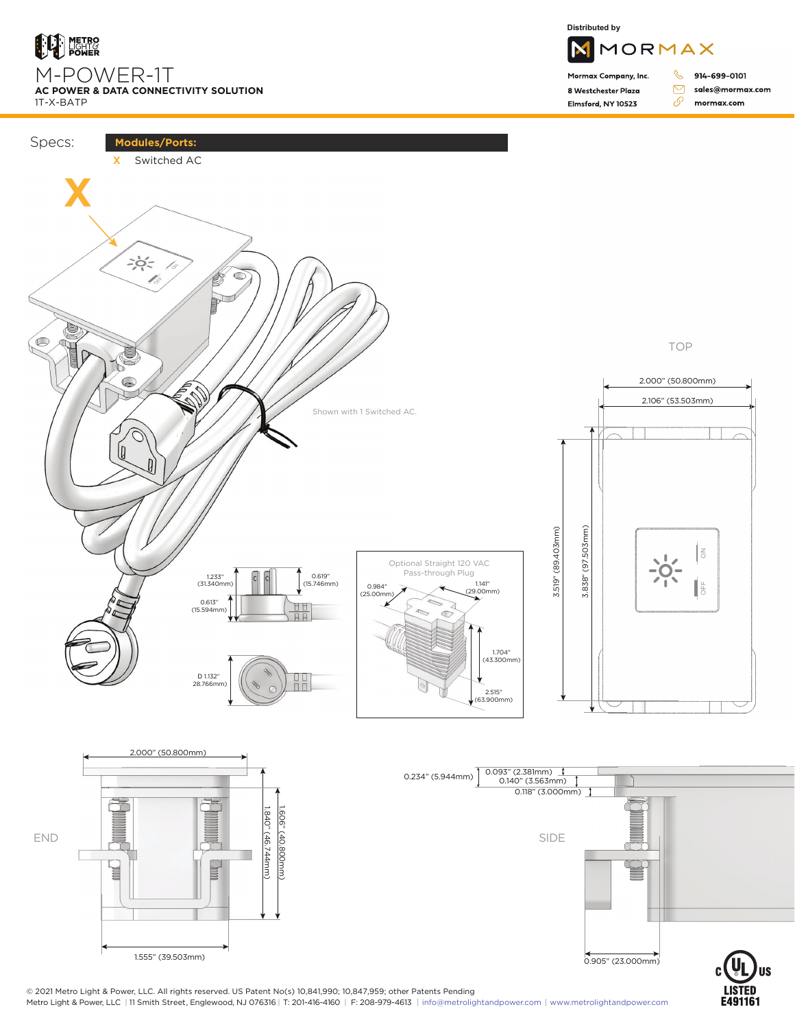# M-POWER-1T

**AC POWER & DATA CONNECTIVITY SOLUTION**

1T-X-BATP

Distributed by MORMAX

Mormax Company, Inc.
8 Westchester Plaza
Elmsford, NY 10523

914-699-0101
sales@mormax.com
mormax.com

## Specs:

**Modules/Ports:**

X Switched AC

X

Shown with 1 Switched AC.

1.233" (31.340mm)

0.619" (15.746mm)

0.613" (15.594mm)

D 1.132" 28.766mm)

Optional Straight 120 VAC Pass-through Plug

0.984" (25.00mm)

1.141" (29.00mm)

1.704" (43.300mm)

2.515" (63.900mm)

TOP

2.000" (50.800mm)

2.106" (53.503mm)

3.519" (89.403mm)

3.838" (97.503mm)

ON

OFF

END

2.000" (50.800mm)

1.840" (46.744mm)

1.606" (40.800mm)

1.555" (39.503mm)

SIDE

0.234" (5.944mm)

0.093" (2.381mm)

0.140" (3.563mm)

0.118" (3.000mm)

0.905" (23.000mm)

c UL us LISTED E491161

© 2021 Metro Light & Power, LLC. All rights reserved. US Patent No(s) 10,841,990; 10,847,959; other Patents Pending

Metro Light & Power, LLC | 11 Smith Street, Englewood, NJ 076316 | T: 201-416-4160 | F: 208-979-4613 | info@metrolightandpower.com | www.metrolightandpower.com